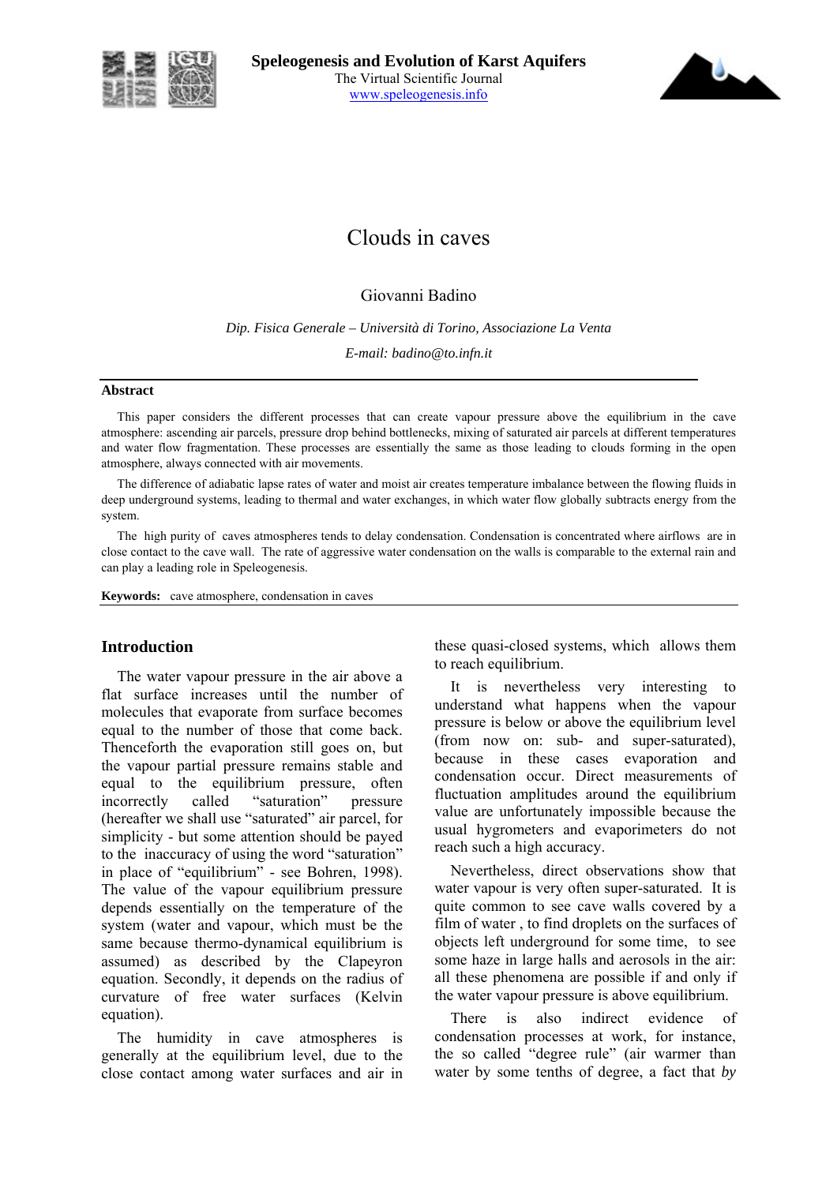Speleogenesis and Evolution of Karst Aquifers
The Virtual Scientific Journal
www.speleogenesis.info

# Clouds in caves

Giovanni Badino

*Dip. Fisica Generale – Università di Torino, Associazione La Venta*

*E-mail: badino@to.infn.it*

---

**Abstract**

This paper considers the different processes that can create vapour pressure above the equilibrium in the cave atmosphere: ascending air parcels, pressure drop behind bottlenecks, mixing of saturated air parcels at different temperatures and water flow fragmentation. These processes are essentially the same as those leading to clouds forming in the open atmosphere, always connected with air movements.

The difference of adiabatic lapse rates of water and moist air creates temperature imbalance between the flowing fluids in deep underground systems, leading to thermal and water exchanges, in which water flow globally subtracts energy from the system.

The high purity of caves atmospheres tends to delay condensation. Condensation is concentrated where airflows are in close contact to the cave wall. The rate of aggressive water condensation on the walls is comparable to the external rain and can play a leading role in Speleogenesis.

**Keywords:** cave atmosphere, condensation in caves

---

## Introduction

The water vapour pressure in the air above a flat surface increases until the number of molecules that evaporate from surface becomes equal to the number of those that come back. Thenceforth the evaporation still goes on, but the vapour partial pressure remains stable and equal to the equilibrium pressure, often incorrectly called "saturation" pressure (hereafter we shall use "saturated" air parcel, for simplicity - but some attention should be payed to the inaccuracy of using the word "saturation" in place of "equilibrium" - see Bohren, 1998). The value of the vapour equilibrium pressure depends essentially on the temperature of the system (water and vapour, which must be the same because thermo-dynamical equilibrium is assumed) as described by the Clapeyron equation. Secondly, it depends on the radius of curvature of free water surfaces (Kelvin equation).

The humidity in cave atmospheres is generally at the equilibrium level, due to the close contact among water surfaces and air in these quasi-closed systems, which allows them to reach equilibrium.

It is nevertheless very interesting to understand what happens when the vapour pressure is below or above the equilibrium level (from now on: sub- and super-saturated), because in these cases evaporation and condensation occur. Direct measurements of fluctuation amplitudes around the equilibrium value are unfortunately impossible because the usual hygrometers and evaporimeters do not reach such a high accuracy.

Nevertheless, direct observations show that water vapour is very often super-saturated. It is quite common to see cave walls covered by a film of water , to find droplets on the surfaces of objects left underground for some time, to see some haze in large halls and aerosols in the air: all these phenomena are possible if and only if the water vapour pressure is above equilibrium.

There is also indirect evidence of condensation processes at work, for instance, the so called "degree rule" (air warmer than water by some tenths of degree, a fact that *by*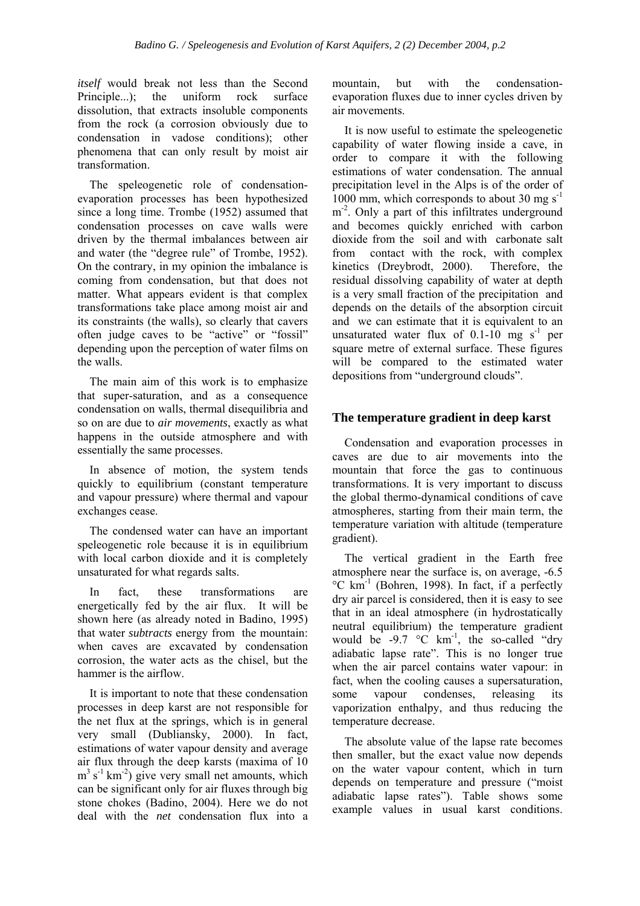*itself* would break not less than the Second Principle...); the uniform rock surface dissolution, that extracts insoluble components from the rock (a corrosion obviously due to condensation in vadose conditions); other phenomena that can only result by moist air transformation.

The speleogenetic role of condensation-evaporation processes has been hypothesized since a long time. Trombe (1952) assumed that condensation processes on cave walls were driven by the thermal imbalances between air and water (the "degree rule" of Trombe, 1952). On the contrary, in my opinion the imbalance is coming from condensation, but that does not matter. What appears evident is that complex transformations take place among moist air and its constraints (the walls), so clearly that cavers often judge caves to be "active" or "fossil" depending upon the perception of water films on the walls.

The main aim of this work is to emphasize that super-saturation, and as a consequence condensation on walls, thermal disequilibria and so on are due to *air movements*, exactly as what happens in the outside atmosphere and with essentially the same processes.

In absence of motion, the system tends quickly to equilibrium (constant temperature and vapour pressure) where thermal and vapour exchanges cease.

The condensed water can have an important speleogenetic role because it is in equilibrium with local carbon dioxide and it is completely unsaturated for what regards salts.

In fact, these transformations are energetically fed by the air flux. It will be shown here (as already noted in Badino, 1995) that water *subtracts* energy from the mountain: when caves are excavated by condensation corrosion, the water acts as the chisel, but the hammer is the airflow.

It is important to note that these condensation processes in deep karst are not responsible for the net flux at the springs, which is in general very small (Dubliansky, 2000). In fact, estimations of water vapour density and average air flux through the deep karsts (maxima of 10 $m^3 s^{-1} km^{-2}$) give very small net amounts, which can be significant only for air fluxes through big stone chokes (Badino, 2004). Here we do not deal with the *net* condensation flux into a mountain, but with the condensation-evaporation fluxes due to inner cycles driven by air movements.

It is now useful to estimate the speleogenetic capability of water flowing inside a cave, in order to compare it with the following estimations of water condensation. The annual precipitation level in the Alps is of the order of 1000 mm, which corresponds to about 30 mg $s^{-1} m^{-2}$. Only a part of this infiltrates underground and becomes quickly enriched with carbon dioxide from the soil and with carbonate salt from contact with the rock, with complex kinetics (Dreybrodt, 2000). Therefore, the residual dissolving capability of water at depth is a very small fraction of the precipitation and depends on the details of the absorption circuit and we can estimate that it is equivalent to an unsaturated water flux of 0.1-10 mg $s^{-1}$ per square metre of external surface. These figures will be compared to the estimated water depositions from "underground clouds".

## The temperature gradient in deep karst

Condensation and evaporation processes in caves are due to air movements into the mountain that force the gas to continuous transformations. It is very important to discuss the global thermo-dynamical conditions of cave atmospheres, starting from their main term, the temperature variation with altitude (temperature gradient).

The vertical gradient in the Earth free atmosphere near the surface is, on average, -6.5 °C $km^{-1}$ (Bohren, 1998). In fact, if a perfectly dry air parcel is considered, then it is easy to see that in an ideal atmosphere (in hydrostatically neutral equilibrium) the temperature gradient would be -9.7 °C $km^{-1}$, the so-called "dry adiabatic lapse rate". This is no longer true when the air parcel contains water vapour: in fact, when the cooling causes a supersaturation, some vapour condenses, releasing its vaporization enthalpy, and thus reducing the temperature decrease.

The absolute value of the lapse rate becomes then smaller, but the exact value now depends on the water vapour content, which in turn depends on temperature and pressure ("moist adiabatic lapse rates"). Table shows some example values in usual karst conditions.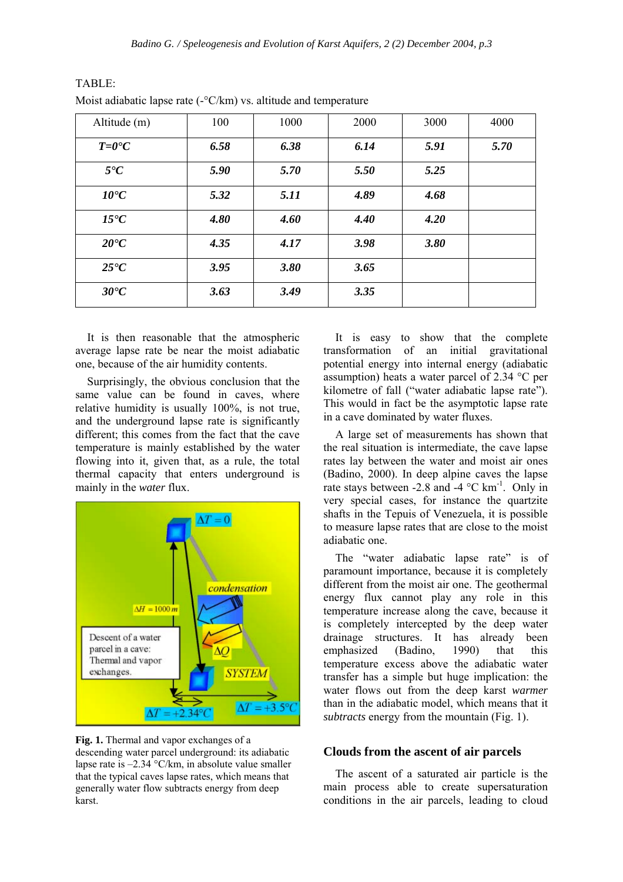TABLE:

Moist adiabatic lapse rate (-°C/km) vs. altitude and temperature

| Altitude (m) | 100 | 1000 | 2000 | 3000 | 4000 |
|---|---|---|---|---|---|
| ***T=0°C*** | ***6.58*** | ***6.38*** | ***6.14*** | ***5.91*** | ***5.70*** |
| ***5°C*** | ***5.90*** | ***5.70*** | ***5.50*** | ***5.25*** | |
| ***10°C*** | ***5.32*** | ***5.11*** | ***4.89*** | ***4.68*** | |
| ***15°C*** | ***4.80*** | ***4.60*** | ***4.40*** | ***4.20*** | |
| ***20°C*** | ***4.35*** | ***4.17*** | ***3.98*** | ***3.80*** | |
| ***25°C*** | ***3.95*** | ***3.80*** | ***3.65*** | | |
| ***30°C*** | ***3.63*** | ***3.49*** | ***3.35*** | | |

It is then reasonable that the atmospheric average lapse rate be near the moist adiabatic one, because of the air humidity contents.

Surprisingly, the obvious conclusion that the same value can be found in caves, where relative humidity is usually 100%, is not true, and the underground lapse rate is significantly different; this comes from the fact that the cave temperature is mainly established by the water flowing into it, given that, as a rule, the total thermal capacity that enters underground is mainly in the *water* flux.

**Fig. 1.** Thermal and vapor exchanges of a descending water parcel underground: its adiabatic lapse rate is –2.34 °C/km, in absolute value smaller that the typical caves lapse rates, which means that generally water flow subtracts energy from deep karst.

It is easy to show that the complete transformation of an initial gravitational potential energy into internal energy (adiabatic assumption) heats a water parcel of 2.34 °C per kilometre of fall ("water adiabatic lapse rate"). This would in fact be the asymptotic lapse rate in a cave dominated by water fluxes.

A large set of measurements has shown that the real situation is intermediate, the cave lapse rates lay between the water and moist air ones (Badino, 2000). In deep alpine caves the lapse rate stays between -2.8 and -4 °C $km^{-1}$. Only in very special cases, for instance the quartzite shafts in the Tepuis of Venezuela, it is possible to measure lapse rates that are close to the moist adiabatic one.

The "water adiabatic lapse rate" is of paramount importance, because it is completely different from the moist air one. The geothermal energy flux cannot play any role in this temperature increase along the cave, because it is completely intercepted by the deep water drainage structures. It has already been emphasized (Badino, 1990) that this temperature excess above the adiabatic water transfer has a simple but huge implication: the water flows out from the deep karst *warmer* than in the adiabatic model, which means that it *subtracts* energy from the mountain (Fig. 1).

## Clouds from the ascent of air parcels

The ascent of a saturated air particle is the main process able to create supersaturation conditions in the air parcels, leading to cloud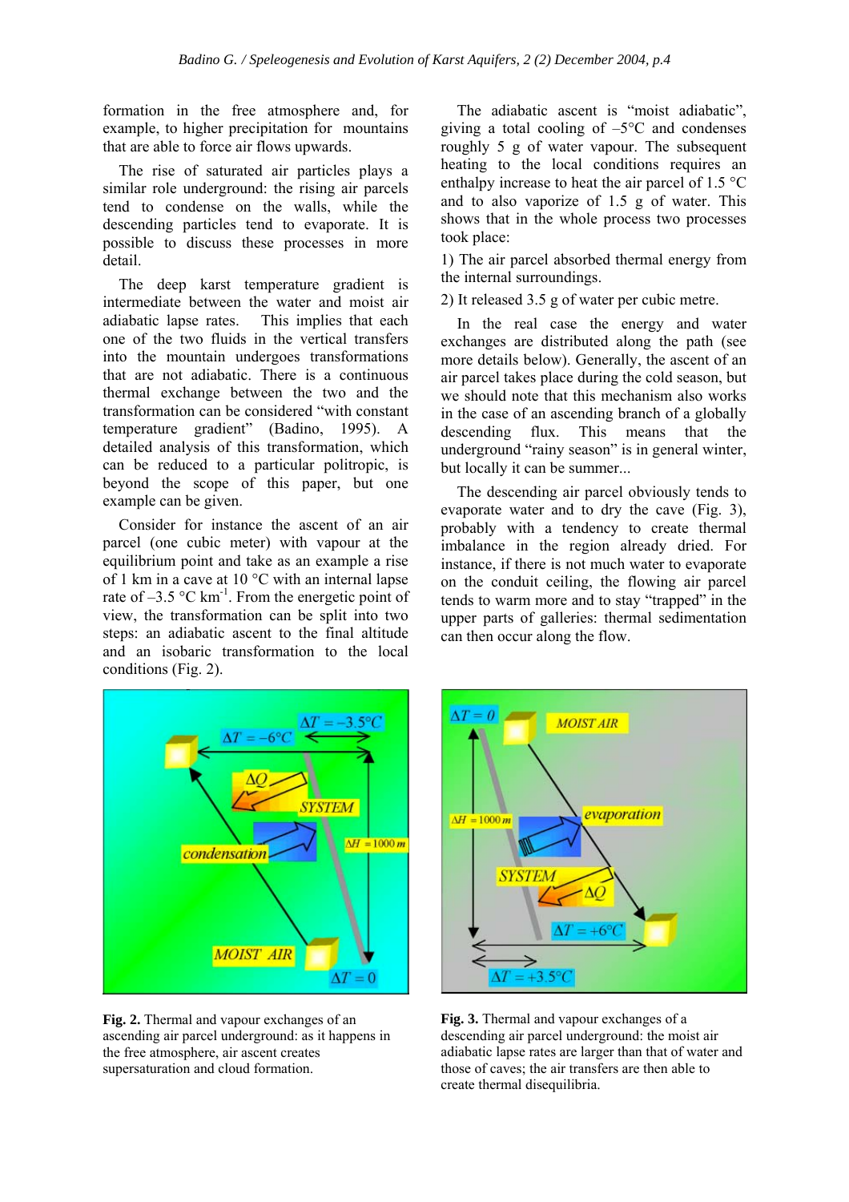formation in the free atmosphere and, for example, to higher precipitation for mountains that are able to force air flows upwards.

The rise of saturated air particles plays a similar role underground: the rising air parcels tend to condense on the walls, while the descending particles tend to evaporate. It is possible to discuss these processes in more detail.

The deep karst temperature gradient is intermediate between the water and moist air adiabatic lapse rates. This implies that each one of the two fluids in the vertical transfers into the mountain undergoes transformations that are not adiabatic. There is a continuous thermal exchange between the two and the transformation can be considered "with constant temperature gradient" (Badino, 1995). A detailed analysis of this transformation, which can be reduced to a particular politropic, is beyond the scope of this paper, but one example can be given.

Consider for instance the ascent of an air parcel (one cubic meter) with vapour at the equilibrium point and take as an example a rise of 1 km in a cave at 10 °C with an internal lapse rate of –3.5 °C km$^{-1}$. From the energetic point of view, the transformation can be split into two steps: an adiabatic ascent to the final altitude and an isobaric transformation to the local conditions (Fig. 2).

The adiabatic ascent is "moist adiabatic", giving a total cooling of –5°C and condenses roughly 5 g of water vapour. The subsequent heating to the local conditions requires an enthalpy increase to heat the air parcel of 1.5 °C and to also vaporize of 1.5 g of water. This shows that in the whole process two processes took place:

1) The air parcel absorbed thermal energy from the internal surroundings.

2) It released 3.5 g of water per cubic metre.

In the real case the energy and water exchanges are distributed along the path (see more details below). Generally, the ascent of an air parcel takes place during the cold season, but we should note that this mechanism also works in the case of an ascending branch of a globally descending flux. This means that the underground "rainy season" is in general winter, but locally it can be summer...

The descending air parcel obviously tends to evaporate water and to dry the cave (Fig. 3), probably with a tendency to create thermal imbalance in the region already dried. For instance, if there is not much water to evaporate on the conduit ceiling, the flowing air parcel tends to warm more and to stay "trapped" in the upper parts of galleries: thermal sedimentation can then occur along the flow.

**Fig. 2.** Thermal and vapour exchanges of an ascending air parcel underground: as it happens in the free atmosphere, air ascent creates supersaturation and cloud formation.

**Fig. 3.** Thermal and vapour exchanges of a descending air parcel underground: the moist air adiabatic lapse rates are larger than that of water and those of caves; the air transfers are then able to create thermal disequilibria.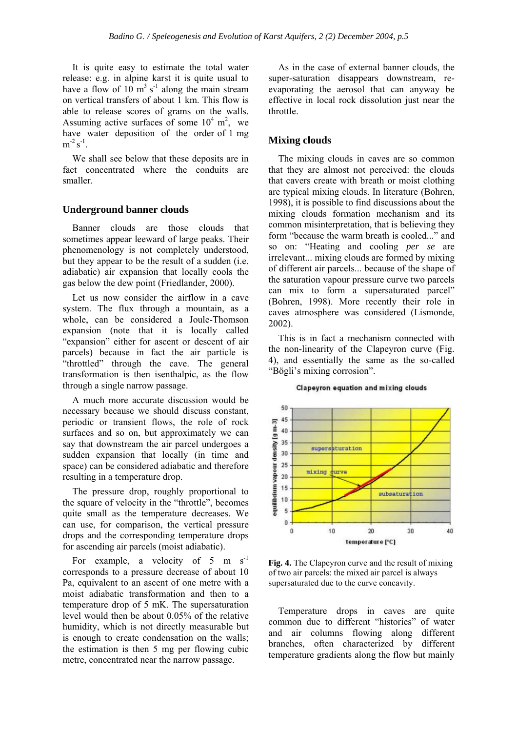It is quite easy to estimate the total water release: e.g. in alpine karst it is quite usual to have a flow of 10 $m^3 s^{-1}$ along the main stream on vertical transfers of about 1 km. This flow is able to release scores of grams on the walls. Assuming active surfaces of some $10^4$ $m^2$, we have water deposition of the order of 1 mg $m^{-2} s^{-1}$.

We shall see below that these deposits are in fact concentrated where the conduits are smaller.

## Underground banner clouds

Banner clouds are those clouds that sometimes appear leeward of large peaks. Their phenomenology is not completely understood, but they appear to be the result of a sudden (i.e. adiabatic) air expansion that locally cools the gas below the dew point (Friedlander, 2000).

Let us now consider the airflow in a cave system. The flux through a mountain, as a whole, can be considered a Joule-Thomson expansion (note that it is locally called "expansion" either for ascent or descent of air parcels) because in fact the air particle is "throttled" through the cave. The general transformation is then isenthalpic, as the flow through a single narrow passage.

A much more accurate discussion would be necessary because we should discuss constant, periodic or transient flows, the role of rock surfaces and so on, but approximately we can say that downstream the air parcel undergoes a sudden expansion that locally (in time and space) can be considered adiabatic and therefore resulting in a temperature drop.

The pressure drop, roughly proportional to the square of velocity in the "throttle", becomes quite small as the temperature decreases. We can use, for comparison, the vertical pressure drops and the corresponding temperature drops for ascending air parcels (moist adiabatic).

For example, a velocity of 5 m $s^{-1}$ corresponds to a pressure decrease of about 10 Pa, equivalent to an ascent of one metre with a moist adiabatic transformation and then to a temperature drop of 5 mK. The supersaturation level would then be about 0.05% of the relative humidity, which is not directly measurable but is enough to create condensation on the walls; the estimation is then 5 mg per flowing cubic metre, concentrated near the narrow passage.

As in the case of external banner clouds, the super-saturation disappears downstream, re-evaporating the aerosol that can anyway be effective in local rock dissolution just near the throttle.

## Mixing clouds

The mixing clouds in caves are so common that they are almost not perceived: the clouds that cavers create with breath or moist clothing are typical mixing clouds. In literature (Bohren, 1998), it is possible to find discussions about the mixing clouds formation mechanism and its common misinterpretation, that is believing they form "because the warm breath is cooled..." and so on: "Heating and cooling *per se* are irrelevant... mixing clouds are formed by mixing of different air parcels... because of the shape of the saturation vapour pressure curve two parcels can mix to form a supersaturated parcel" (Bohren, 1998). More recently their role in caves atmosphere was considered (Lismonde, 2002).

This is in fact a mechanism connected with the non-linearity of the Clapeyron curve (Fig. 4), and essentially the same as the so-called "Bögli's mixing corrosion".

**Fig. 4.** The Clapeyron curve and the result of mixing of two air parcels: the mixed air parcel is always supersaturated due to the curve concavity.

Temperature drops in caves are quite common due to different "histories" of water and air columns flowing along different branches, often characterized by different temperature gradients along the flow but mainly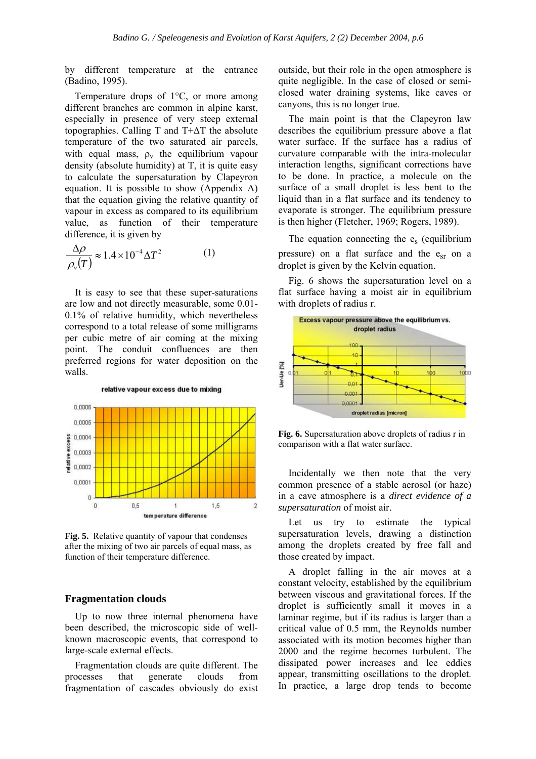by different temperature at the entrance (Badino, 1995).

Temperature drops of 1°C, or more among different branches are common in alpine karst, especially in presence of very steep external topographies. Calling T and T+ΔT the absolute temperature of the two saturated air parcels, with equal mass, $\rho_v$ the equilibrium vapour density (absolute humidity) at T, it is quite easy to calculate the supersaturation by Clapeyron equation. It is possible to show (Appendix A) that the equation giving the relative quantity of vapour in excess as compared to its equilibrium value, as function of their temperature difference, it is given by

$$\frac{\Delta\rho}{\rho_v(T)} \approx 1.4 \times 10^{-4} \Delta T^2 \qquad (1)$$

It is easy to see that these super-saturations are low and not directly measurable, some 0.01-0.1% of relative humidity, which nevertheless correspond to a total release of some milligrams per cubic metre of air coming at the mixing point. The conduit confluences are then preferred regions for water deposition on the walls.

**Fig. 5.** Relative quantity of vapour that condenses after the mixing of two air parcels of equal mass, as function of their temperature difference.

## Fragmentation clouds

Up to now three internal phenomena have been described, the microscopic side of well-known macroscopic events, that correspond to large-scale external effects.

Fragmentation clouds are quite different. The processes that generate clouds from fragmentation of cascades obviously do exist outside, but their role in the open atmosphere is quite negligible. In the case of closed or semi-closed water draining systems, like caves or canyons, this is no longer true.

The main point is that the Clapeyron law describes the equilibrium pressure above a flat water surface. If the surface has a radius of curvature comparable with the intra-molecular interaction lengths, significant corrections have to be done. In practice, a molecule on the surface of a small droplet is less bent to the liquid than in a flat surface and its tendency to evaporate is stronger. The equilibrium pressure is then higher (Fletcher, 1969; Rogers, 1989).

The equation connecting the $e_s$ (equilibrium pressure) on a flat surface and the $e_{sr}$ on a droplet is given by the Kelvin equation.

Fig. 6 shows the supersaturation level on a flat surface having a moist air in equilibrium with droplets of radius r.

**Fig. 6.** Supersaturation above droplets of radius r in comparison with a flat water surface.

Incidentally we then note that the very common presence of a stable aerosol (or haze) in a cave atmosphere is a *direct evidence of a supersaturation* of moist air.

Let us try to estimate the typical supersaturation levels, drawing a distinction among the droplets created by free fall and those created by impact.

A droplet falling in the air moves at a constant velocity, established by the equilibrium between viscous and gravitational forces. If the droplet is sufficiently small it moves in a laminar regime, but if its radius is larger than a critical value of 0.5 mm, the Reynolds number associated with its motion becomes higher than 2000 and the regime becomes turbulent. The dissipated power increases and lee eddies appear, transmitting oscillations to the droplet. In practice, a large drop tends to become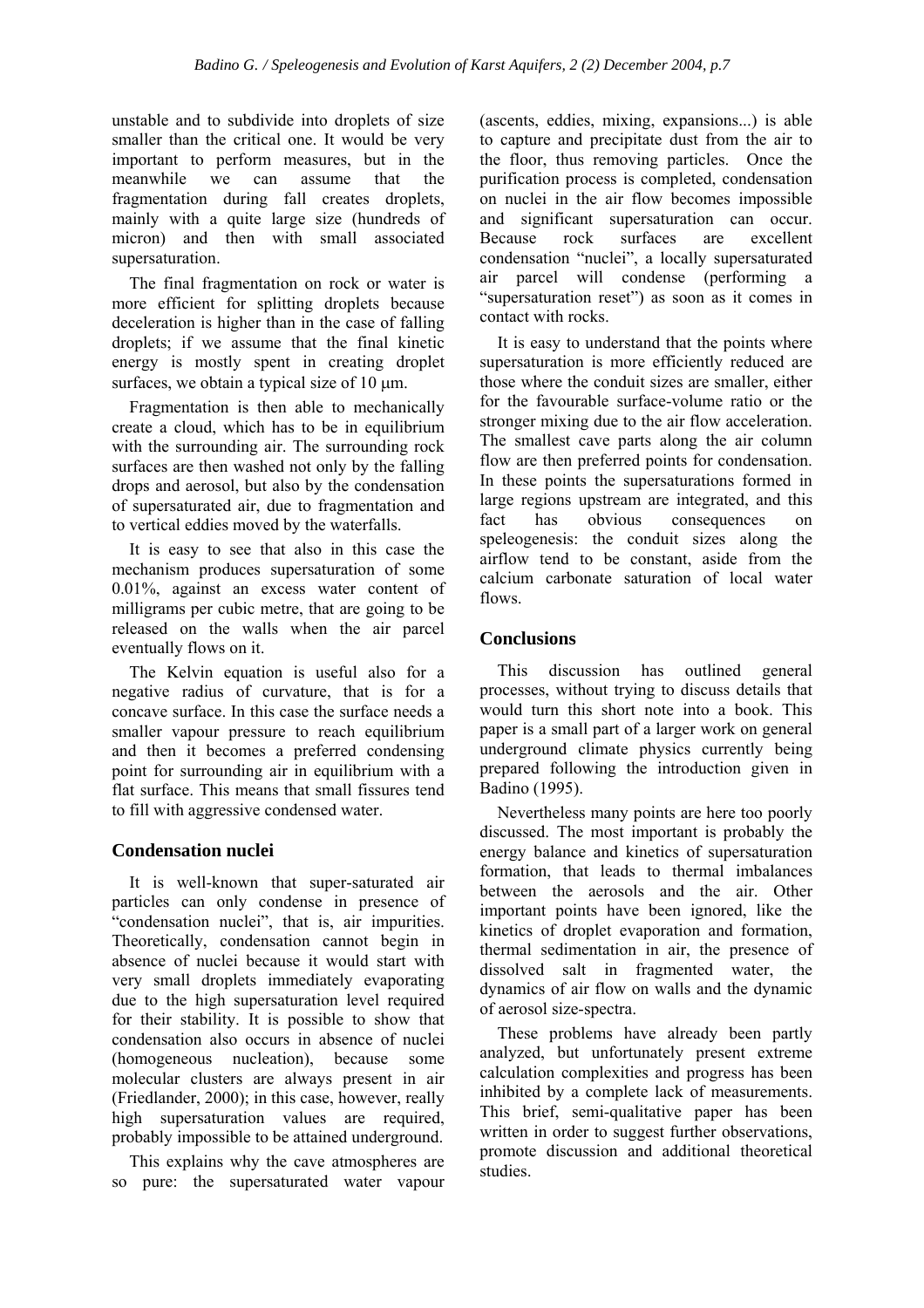unstable and to subdivide into droplets of size smaller than the critical one. It would be very important to perform measures, but in the meanwhile we can assume that the fragmentation during fall creates droplets, mainly with a quite large size (hundreds of micron) and then with small associated supersaturation.

The final fragmentation on rock or water is more efficient for splitting droplets because deceleration is higher than in the case of falling droplets; if we assume that the final kinetic energy is mostly spent in creating droplet surfaces, we obtain a typical size of 10 μm.

Fragmentation is then able to mechanically create a cloud, which has to be in equilibrium with the surrounding air. The surrounding rock surfaces are then washed not only by the falling drops and aerosol, but also by the condensation of supersaturated air, due to fragmentation and to vertical eddies moved by the waterfalls.

It is easy to see that also in this case the mechanism produces supersaturation of some 0.01%, against an excess water content of milligrams per cubic metre, that are going to be released on the walls when the air parcel eventually flows on it.

The Kelvin equation is useful also for a negative radius of curvature, that is for a concave surface. In this case the surface needs a smaller vapour pressure to reach equilibrium and then it becomes a preferred condensing point for surrounding air in equilibrium with a flat surface. This means that small fissures tend to fill with aggressive condensed water.

## Condensation nuclei

It is well-known that super-saturated air particles can only condense in presence of "condensation nuclei", that is, air impurities. Theoretically, condensation cannot begin in absence of nuclei because it would start with very small droplets immediately evaporating due to the high supersaturation level required for their stability. It is possible to show that condensation also occurs in absence of nuclei (homogeneous nucleation), because some molecular clusters are always present in air (Friedlander, 2000); in this case, however, really high supersaturation values are required, probably impossible to be attained underground.

This explains why the cave atmospheres are so pure: the supersaturated water vapour (ascents, eddies, mixing, expansions...) is able to capture and precipitate dust from the air to the floor, thus removing particles. Once the purification process is completed, condensation on nuclei in the air flow becomes impossible and significant supersaturation can occur. Because rock surfaces are excellent condensation "nuclei", a locally supersaturated air parcel will condense (performing a "supersaturation reset") as soon as it comes in contact with rocks.

It is easy to understand that the points where supersaturation is more efficiently reduced are those where the conduit sizes are smaller, either for the favourable surface-volume ratio or the stronger mixing due to the air flow acceleration. The smallest cave parts along the air column flow are then preferred points for condensation. In these points the supersaturations formed in large regions upstream are integrated, and this fact has obvious consequences on speleogenesis: the conduit sizes along the airflow tend to be constant, aside from the calcium carbonate saturation of local water flows.

## Conclusions

This discussion has outlined general processes, without trying to discuss details that would turn this short note into a book. This paper is a small part of a larger work on general underground climate physics currently being prepared following the introduction given in Badino (1995).

Nevertheless many points are here too poorly discussed. The most important is probably the energy balance and kinetics of supersaturation formation, that leads to thermal imbalances between the aerosols and the air. Other important points have been ignored, like the kinetics of droplet evaporation and formation, thermal sedimentation in air, the presence of dissolved salt in fragmented water, the dynamics of air flow on walls and the dynamic of aerosol size-spectra.

These problems have already been partly analyzed, but unfortunately present extreme calculation complexities and progress has been inhibited by a complete lack of measurements. This brief, semi-qualitative paper has been written in order to suggest further observations, promote discussion and additional theoretical studies.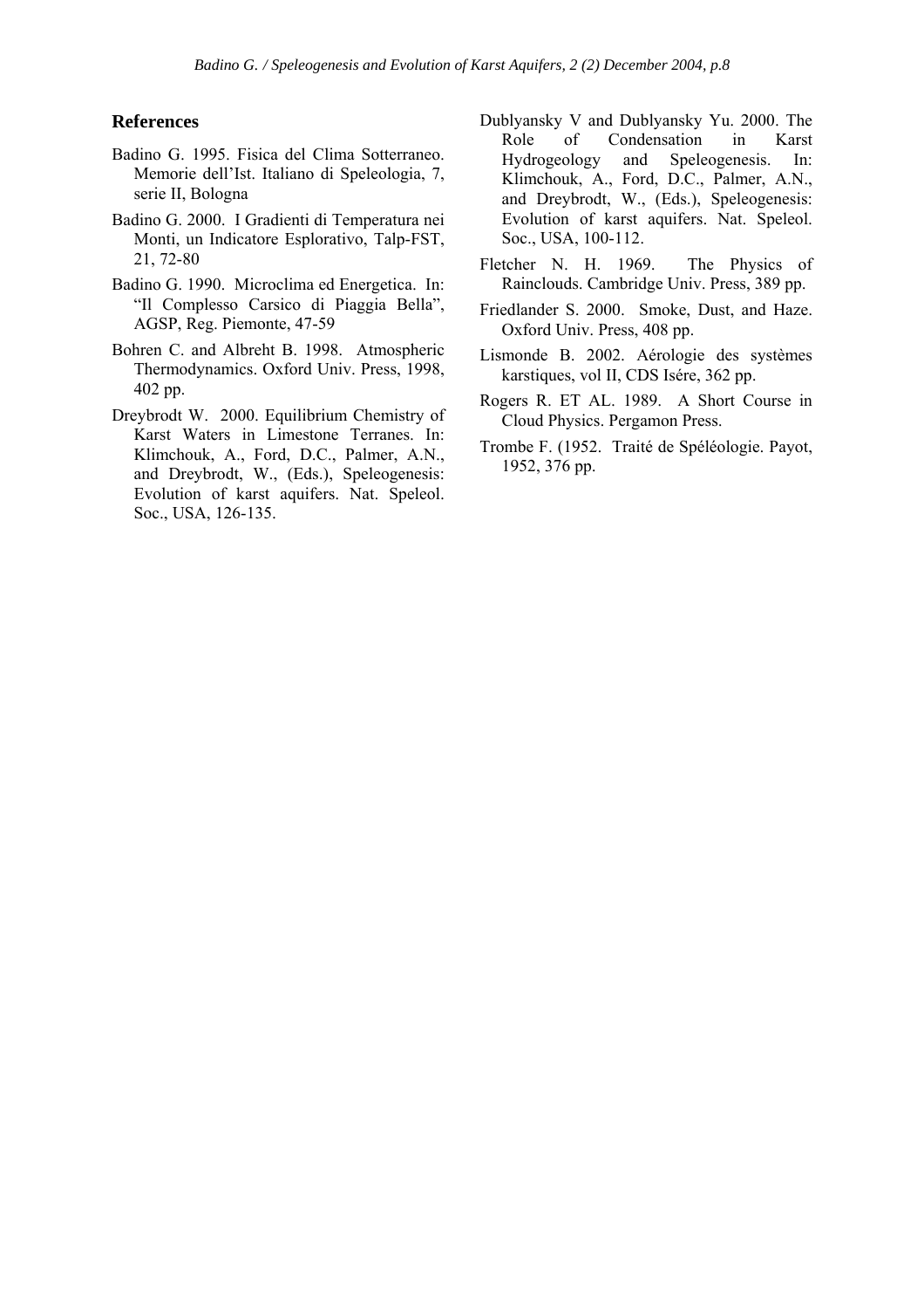## References

Badino G. 1995. Fisica del Clima Sotterraneo. Memorie dell'Ist. Italiano di Speleologia, 7, serie II, Bologna

Badino G. 2000. I Gradienti di Temperatura nei Monti, un Indicatore Esplorativo, Talp-FST, 21, 72-80

Badino G. 1990. Microclima ed Energetica. In: "Il Complesso Carsico di Piaggia Bella", AGSP, Reg. Piemonte, 47-59

Bohren C. and Albreht B. 1998. Atmospheric Thermodynamics. Oxford Univ. Press, 1998, 402 pp.

Dreybrodt W. 2000. Equilibrium Chemistry of Karst Waters in Limestone Terranes. In: Klimchouk, A., Ford, D.C., Palmer, A.N., and Dreybrodt, W., (Eds.), Speleogenesis: Evolution of karst aquifers. Nat. Speleol. Soc., USA, 126-135.

Dublyansky V and Dublyansky Yu. 2000. The Role of Condensation in Karst Hydrogeology and Speleogenesis. In: Klimchouk, A., Ford, D.C., Palmer, A.N., and Dreybrodt, W., (Eds.), Speleogenesis: Evolution of karst aquifers. Nat. Speleol. Soc., USA, 100-112.

Fletcher N. H. 1969. The Physics of Rainclouds. Cambridge Univ. Press, 389 pp.

Friedlander S. 2000. Smoke, Dust, and Haze. Oxford Univ. Press, 408 pp.

Lismonde B. 2002. Aérologie des systèmes karstiques, vol II, CDS Isére, 362 pp.

Rogers R. ET AL. 1989. A Short Course in Cloud Physics. Pergamon Press.

Trombe F. (1952. Traité de Spéléologie. Payot, 1952, 376 pp.